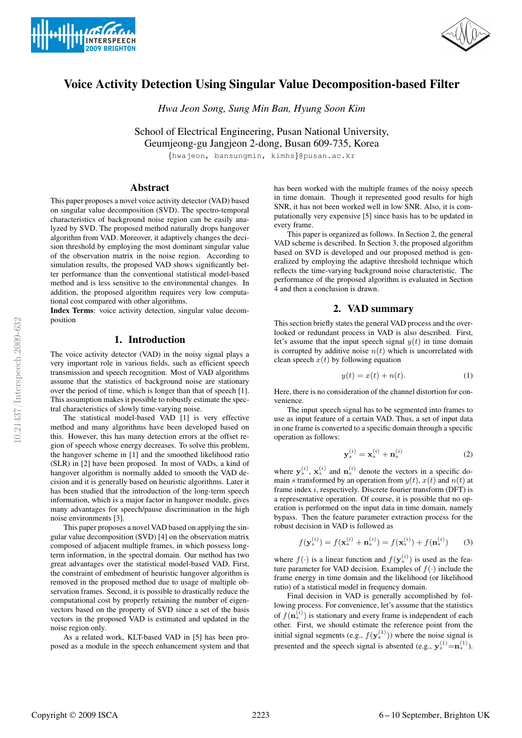# Voice Activity Detection Using Singular Value Decomposition-based Filter

*Hwa Jeon Song, Sung Min Ban, Hyung Soon Kim*

School of Electrical Engineering, Pusan National University,
Geumjeong-gu Jangjeon 2-dong, Busan 609-735, Korea

{hwajeon, bansungmin, kimhs}@pusan.ac.kr

## Abstract

This paper proposes a novel voice activity detector (VAD) based on singular value decomposition (SVD). The spectro-temporal characteristics of background noise region can be easily analyzed by SVD. The proposed method naturally drops hangover algorithm from VAD. Moreover, it adaptively changes the decision threshold by employing the most dominant singular value of the observation matrix in the noise region. According to simulation results, the proposed VAD shows significantly better performance than the conventional statistical model-based method and is less sensitive to the environmental changes. In addition, the proposed algorithm requires very low computational cost compared with other algorithms.

**Index Terms**: voice activity detection, singular value decomposition

## 1. Introduction

The voice activity detector (VAD) in the noisy signal plays a very important role in various fields, such as efficient speech transmission and speech recognition. Most of VAD algorithms assume that the statistics of background noise are stationary over the period of time, which is longer than that of speech [1]. This assumption makes it possible to robustly estimate the spectral characteristics of slowly time-varying noise.

The statistical model-based VAD [1] is very effective method and many algorithms have been developed based on this. However, this has many detection errors at the offset region of speech whose energy decreases. To solve this problem, the hangover scheme in [1] and the smoothed likelihood ratio (SLR) in [2] have been proposed. In most of VADs, a kind of hangover algorithm is normally added to smooth the VAD decision and it is generally based on heuristic algorithms. Later it has been studied that the introduction of the long-term speech information, which is a major factor in hangover module, gives many advantages for speech/pause discrimination in the high noise environments [3].

This paper proposes a novel VAD based on applying the singular value decomposition (SVD) [4] on the observation matrix composed of adjacent multiple frames, in which possess long-term information, in the spectral domain. Our method has two great advantages over the statistical model-based VAD. First, the constraint of embedment of heuristic hangover algorithm is removed in the proposed method due to usage of multiple observation frames. Second, it is possible to drastically reduce the computational cost by properly retaining the number of eigenvectors based on the property of SVD since a set of the basis vectors in the proposed VAD is estimated and updated in the noise region only.

As a related work, KLT-based VAD in [5] has been proposed as a module in the speech enhancement system and that has been worked with the multiple frames of the noisy speech in time domain. Though it represented good results for high SNR, it has not been worked well in low SNR. Also, it is computationally very expensive [5] since basis has to be updated in every frame.

This paper is organized as follows. In Section 2, the general VAD scheme is described. In Section 3, the proposed algorithm based on SVD is developed and our proposed method is generalized by employing the adaptive threshold technique which reflects the time-varying background noise characteristic. The performance of the proposed algorithm is evaluated in Section 4 and then a conclusion is drawn.

## 2. VAD summary

This section briefly states the general VAD process and the overlooked or redundant process in VAD is also described. First, let's assume that the input speech signal $y(t)$ in time domain is corrupted by additive noise $n(t)$ which is uncorrelated with clean speech $x(t)$ by following equation

$$y(t) = x(t) + n(t). \tag{1}$$

Here, there is no consideration of the channel distortion for convenience.

The input speech signal has to be segmented into frames to use as input feature of a certain VAD. Thus, a set of input data in one frame is converted to a specific domain through a specific operation as follows:

$$\mathbf{y}_s^{(i)} = \mathbf{x}_s^{(i)} + \mathbf{n}_s^{(i)} \tag{2}$$

where $\mathbf{y}_s^{(i)}$, $\mathbf{x}_s^{(i)}$ and $\mathbf{n}_s^{(i)}$ denote the vectors in a specific domain $s$ transformed by an operation from $y(t)$, $x(t)$ and $n(t)$ at frame index $i$, respectively. Discrete fourier transform (DFT) is a representative operation. Of course, it is possible that no operation is performed on the input data in time domain, namely bypass. Then the feature parameter extraction process for the robust decision in VAD is followed as

$$f(\mathbf{y}_s^{(i)}) = f(\mathbf{x}_s^{(i)} + \mathbf{n}_s^{(i)}) = f(\mathbf{x}_s^{(i)}) + f(\mathbf{n}_s^{(i)}) \tag{3}$$

where $f(\cdot)$ is a linear function and $f(\mathbf{y}_s^{(i)})$ is used as the feature parameter for VAD decision. Examples of $f(\cdot)$ include the frame energy in time domain and the likelihood (or likelihood ratio) of a statistical model in frequency domain.

Final decision in VAD is generally accomplished by following process. For convenience, let's assume that the statistics of $f(\mathbf{n}_s^{(i)})$ is stationary and every frame is independent of each other. First, we should estimate the reference point from the initial signal segments (e.g., $f(\mathbf{y}_s^{(1)})$) where the noise signal is presented and the speech signal is absent (e.g., $\mathbf{y}_s^{(1)}=\mathbf{n}_s^{(1)}$).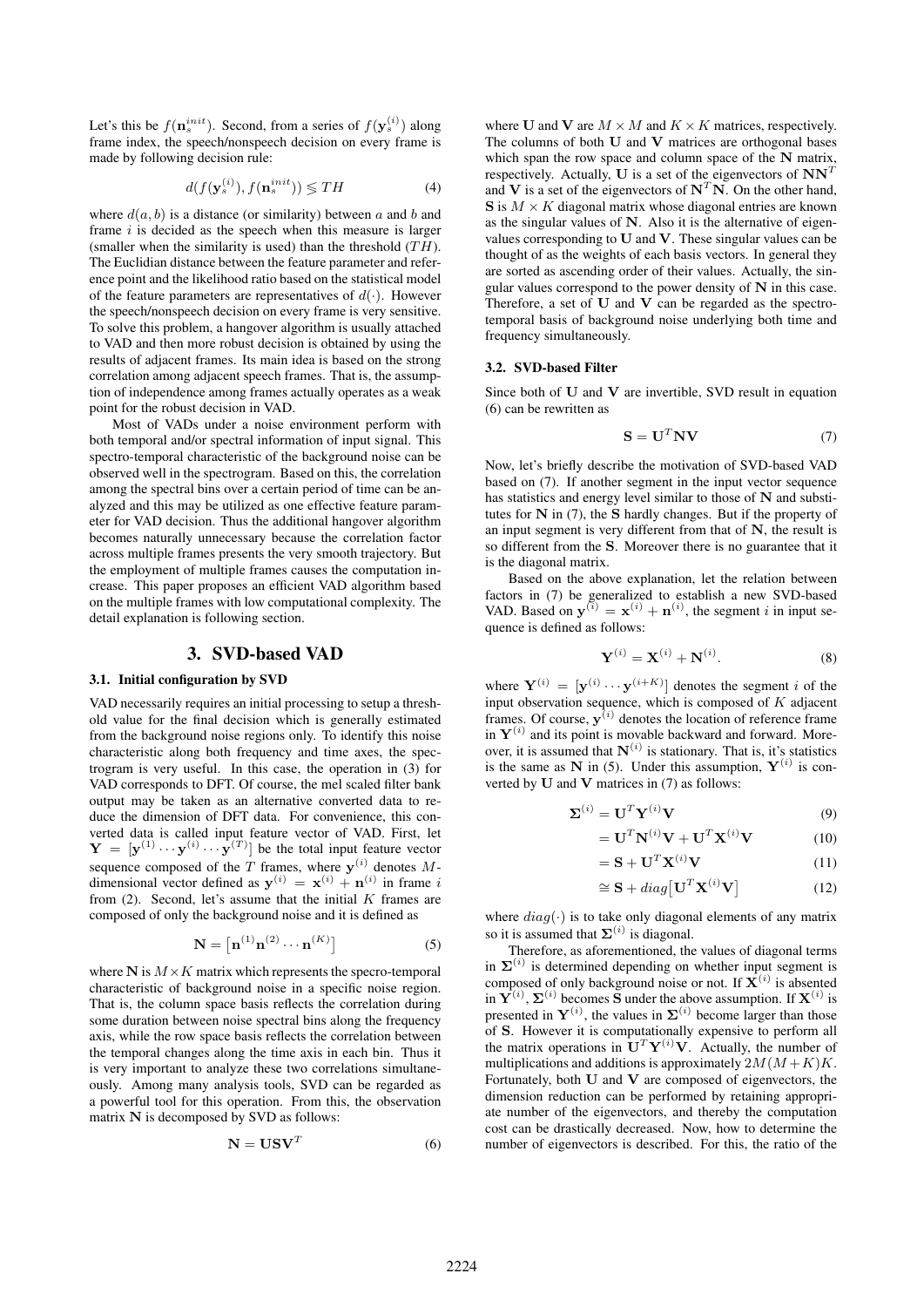Let's this be $f(\mathbf{n}_s^{init})$. Second, from a series of $f(\mathbf{y}_s^{(i)})$ along frame index, the speech/nonspeech decision on every frame is made by following decision rule:

$$d(f(\mathbf{y}_s^{(i)}), f(\mathbf{n}_s^{init})) \lesseqgtr TH \tag{4}$$

where $d(a, b)$ is a distance (or similarity) between $a$ and $b$ and frame $i$ is decided as the speech when this measure is larger (smaller when the similarity is used) than the threshold ($TH$). The Euclidian distance between the feature parameter and reference point and the likelihood ratio based on the statistical model of the feature parameters are representatives of $d(\cdot)$. However the speech/nonspeech decision on every frame is very sensitive. To solve this problem, a hangover algorithm is usually attached to VAD and then more robust decision is obtained by using the results of adjacent frames. Its main idea is based on the strong correlation among adjacent speech frames. That is, the assumption of independence among frames actually operates as a weak point for the robust decision in VAD.

Most of VADs under a noise environment perform with both temporal and/or spectral information of input signal. This spectro-temporal characteristic of the background noise can be observed well in the spectrogram. Based on this, the correlation among the spectral bins over a certain period of time can be analyzed and this may be utilized as one effective feature parameter for VAD decision. Thus the additional hangover algorithm becomes naturally unnecessary because the correlation factor across multiple frames presents the very smooth trajectory. But the employment of multiple frames causes the computation increase. This paper proposes an efficient VAD algorithm based on the multiple frames with low computational complexity. The detail explanation is following section.

## 3. SVD-based VAD

### 3.1. Initial configuration by SVD

VAD necessarily requires an initial processing to setup a threshold value for the final decision which is generally estimated from the background noise regions only. To identify this noise characteristic along both frequency and time axes, the spectrogram is very useful. In this case, the operation in (3) for VAD corresponds to DFT. Of course, the mel scaled filter bank output may be taken as an alternative converted data to reduce the dimension of DFT data. For convenience, this converted data is called input feature vector of VAD. First, let $\mathbf{Y} = [\mathbf{y}^{(1)} \cdots \mathbf{y}^{(i)} \cdots \mathbf{y}^{(T)}]$ be the total input feature vector sequence composed of the $T$ frames, where $\mathbf{y}^{(i)}$ denotes $M$-dimensional vector defined as $\mathbf{y}^{(i)} = \mathbf{x}^{(i)} + \mathbf{n}^{(i)}$ in frame $i$ from (2). Second, let's assume that the initial $K$ frames are composed of only the background noise and it is defined as

$$\mathbf{N} = \left[\mathbf{n}^{(1)}\mathbf{n}^{(2)} \cdots \mathbf{n}^{(K)}\right] \tag{5}$$

where $\mathbf{N}$ is $M \times K$ matrix which represents the specro-temporal characteristic of background noise in a specific noise region. That is, the column space basis reflects the correlation during some duration between noise spectral bins along the frequency axis, while the row space basis reflects the correlation between the temporal changes along the time axis in each bin. Thus it is very important to analyze these two correlations simultaneously. Among many analysis tools, SVD can be regarded as a powerful tool for this operation. From this, the observation matrix $\mathbf{N}$ is decomposed by SVD as follows:

$$\mathbf{N} = \mathbf{U}\mathbf{S}\mathbf{V}^T \tag{6}$$

where $\mathbf{U}$ and $\mathbf{V}$ are $M \times M$ and $K \times K$ matrices, respectively. The columns of both $\mathbf{U}$ and $\mathbf{V}$ matrices are orthogonal bases which span the row space and column space of the $\mathbf{N}$ matrix, respectively. Actually, $\mathbf{U}$ is a set of the eigenvectors of $\mathbf{N}\mathbf{N}^T$ and $\mathbf{V}$ is a set of the eigenvectors of $\mathbf{N}^T\mathbf{N}$. On the other hand, $\mathbf{S}$ is $M \times K$ diagonal matrix whose diagonal entries are known as the singular values of $\mathbf{N}$. Also it is the alternative of eigenvalues corresponding to $\mathbf{U}$ and $\mathbf{V}$. These singular values can be thought of as the weights of each basis vectors. In general they are sorted as ascending order of their values. Actually, the singular values correspond to the power density of $\mathbf{N}$ in this case. Therefore, a set of $\mathbf{U}$ and $\mathbf{V}$ can be regarded as the spectro-temporal basis of background noise underlying both time and frequency simultaneously.

### 3.2. SVD-based Filter

Since both of $\mathbf{U}$ and $\mathbf{V}$ are invertible, SVD result in equation (6) can be rewritten as

$$\mathbf{S} = \mathbf{U}^T\mathbf{N}\mathbf{V} \tag{7}$$

Now, let's briefly describe the motivation of SVD-based VAD based on (7). If another segment in the input vector sequence has statistics and energy level similar to those of $\mathbf{N}$ and substitutes for $\mathbf{N}$ in (7), the $\mathbf{S}$ hardly changes. But if the property of an input segment is very different from that of $\mathbf{N}$, the result is so different from the $\mathbf{S}$. Moreover there is no guarantee that it is the diagonal matrix.

Based on the above explanation, let the relation between factors in (7) be generalized to establish a new SVD-based VAD. Based on $\mathbf{y}^{(i)} = \mathbf{x}^{(i)} + \mathbf{n}^{(i)}$, the segment $i$ in input sequence is defined as follows:

$$\mathbf{Y}^{(i)} = \mathbf{X}^{(i)} + \mathbf{N}^{(i)}. \tag{8}$$

where $\mathbf{Y}^{(i)} = [\mathbf{y}^{(i)} \cdots \mathbf{y}^{(i+K)}]$ denotes the segment $i$ of the input observation sequence, which is composed of $K$ adjacent frames. Of course, $\mathbf{y}^{(i)}$ denotes the location of reference frame in $\mathbf{Y}^{(i)}$ and its point is movable backward and forward. Moreover, it is assumed that $\mathbf{N}^{(i)}$ is stationary. That is, it's statistics is the same as $\mathbf{N}$ in (5). Under this assumption, $\mathbf{Y}^{(i)}$ is converted by $\mathbf{U}$ and $\mathbf{V}$ matrices in (7) as follows:

$$
\begin{aligned}
\mathbf{\Sigma}^{(i)} &= \mathbf{U}^T\mathbf{Y}^{(i)}\mathbf{V} && (9)\\
&= \mathbf{U}^T\mathbf{N}^{(i)}\mathbf{V} + \mathbf{U}^T\mathbf{X}^{(i)}\mathbf{V} && (10)\\
&= \mathbf{S} + \mathbf{U}^T\mathbf{X}^{(i)}\mathbf{V} && (11)\\
&\cong \mathbf{S} + diag\big[\mathbf{U}^T\mathbf{X}^{(i)}\mathbf{V}\big] && (12)
\end{aligned}
$$

where $diag(\cdot)$ is to take only diagonal elements of any matrix so it is assumed that $\mathbf{\Sigma}^{(i)}$ is diagonal.

Therefore, as aforementioned, the values of diagonal terms in $\mathbf{\Sigma}^{(i)}$ is determined depending on whether input segment is composed of only background noise or not. If $\mathbf{X}^{(i)}$ is absented in $\mathbf{Y}^{(i)}$, $\mathbf{\Sigma}^{(i)}$ becomes $\mathbf{S}$ under the above assumption. If $\mathbf{X}^{(i)}$ is presented in $\mathbf{Y}^{(i)}$, the values in $\mathbf{\Sigma}^{(i)}$ become larger than those of $\mathbf{S}$. However it is computationally expensive to perform all the matrix operations in $\mathbf{U}^T\mathbf{Y}^{(i)}\mathbf{V}$. Actually, the number of multiplications and additions is approximately $2M(M+K)K$. Fortunately, both $\mathbf{U}$ and $\mathbf{V}$ are composed of eigenvectors, the dimension reduction can be performed by retaining appropriate number of the eigenvectors, and thereby the computation cost can be drastically decreased. Now, how to determine the number of eigenvectors is described. For this, the ratio of the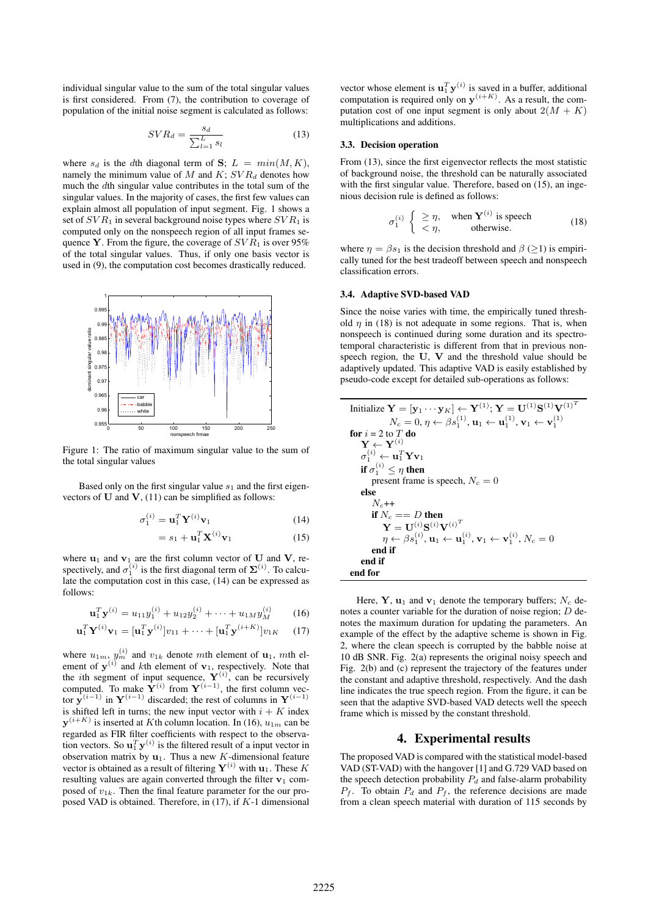individual singular value to the sum of the total singular values is first considered. From (7), the contribution to coverage of population of the initial noise segment is calculated as follows:

$$SVR_d = \frac{s_d}{\sum_{l=1}^{L} s_l} \tag{13}$$

where $s_d$ is the $d$th diagonal term of $\mathbf{S}$; $L = min(M, K)$, namely the minimum value of $M$ and $K$; $SVR_d$ denotes how much the $d$th singular value contributes in the total sum of the singular values. In the majority of cases, the first few values can explain almost all population of input segment. Fig. 1 shows a set of $SVR_1$ in several background noise types where $SVR_1$ is computed only on the nonspeech region of all input frames sequence $\mathbf{Y}$. From the figure, the coverage of $SVR_1$ is over 95% of the total singular values. Thus, if only one basis vector is used in (9), the computation cost becomes drastically reduced.

Figure 1: The ratio of maximum singular value to the sum of the total singular values

Based only on the first singular value $s_1$ and the first eigenvectors of $\mathbf{U}$ and $\mathbf{V}$, (11) can be simplified as follows:

$$\sigma_1^{(i)} = \mathbf{u}_1^T \mathbf{Y}^{(i)} \mathbf{v}_1 \tag{14}$$

$$= s_1 + \mathbf{u}_1^T \mathbf{X}^{(i)} \mathbf{v}_1 \tag{15}$$

where $\mathbf{u}_1$ and $\mathbf{v}_1$ are the first column vector of $\mathbf{U}$ and $\mathbf{V}$, respectively, and $\sigma_1^{(i)}$ is the first diagonal term of $\mathbf{\Sigma}^{(i)}$. To calculate the computation cost in this case, (14) can be expressed as follows:

$$\mathbf{u}_1^T \mathbf{y}^{(i)} = u_{11} y_1^{(i)} + u_{12} y_2^{(i)} + \cdots + u_{1M} y_M^{(i)} \tag{16}$$

$$\mathbf{u}_1^T \mathbf{Y}^{(i)} \mathbf{v}_1 = [\mathbf{u}_1^T \mathbf{y}^{(i)}] v_{11} + \cdots + [\mathbf{u}_1^T \mathbf{y}^{(i+K)}] v_{1K} \tag{17}$$

where $u_{1m}$, $y_m^{(i)}$ and $v_{1k}$ denote $m$th element of $\mathbf{u}_1$, $m$th element of $\mathbf{y}^{(i)}$ and $k$th element of $\mathbf{v}_1$, respectively. Note that the $i$th segment of input sequence, $\mathbf{Y}^{(i)}$, can be recursively computed. To make $\mathbf{Y}^{(i)}$ from $\mathbf{Y}^{(i-1)}$, the first column vector $\mathbf{y}^{(i-1)}$ in $\mathbf{Y}^{(i-1)}$ discarded; the rest of columns in $\mathbf{Y}^{(i-1)}$ is shifted left in turns; the new input vector with $i+K$ index $\mathbf{y}^{(i+K)}$ is inserted at $K$th column location. In (16), $u_{1m}$ can be regarded as FIR filter coefficients with respect to the observation vectors. So $\mathbf{u}_1^T \mathbf{y}^{(i)}$ is the filtered result of a input vector in observation matrix by $\mathbf{u}_1$. Thus a new $K$-dimensional feature vector is obtained as a result of filtering $\mathbf{Y}^{(i)}$ with $\mathbf{u}_1$. These $K$ resulting values are again converted through the filter $\mathbf{v}_1$ composed of $v_{1k}$. Then the final feature parameter for the our proposed VAD is obtained. Therefore, in (17), if $K$-1 dimensional vector whose element is $\mathbf{u}_1^T \mathbf{y}^{(i)}$ is saved in a buffer, additional computation is required only on $\mathbf{y}^{(i+K)}$. As a result, the computation cost of one input segment is only about $2(M + K)$ multiplications and additions.

### 3.3. Decision operation

From (13), since the first eigenvector reflects the most statistic of background noise, the threshold can be naturally associated with the first singular value. Therefore, based on (15), an ingenious decision rule is defined as follows:

$$\sigma_1^{(i)} \begin{cases} \geq \eta, & \text{when } \mathbf{Y}^{(i)} \text{ is speech} \\ < \eta, & \text{otherwise.} \end{cases} \tag{18}$$

where $\eta = \beta s_1$ is the decision threshold and $\beta$ ($\geq$1) is empirically tuned for the best tradeoff between speech and nonspeech classification errors.

### 3.4. Adaptive SVD-based VAD

Since the noise varies with time, the empirically tuned threshold $\eta$ in (18) is not adequate in some regions. That is, when nonspeech is continued during some duration and its spectro-temporal characteristic is different from that in previous nonspeech region, the $\mathbf{U}$, $\mathbf{V}$ and the threshold value should be adaptively updated. This adaptive VAD is easily established by pseudo-code except for detailed sub-operations as follows:

```
Initialize Y = [y_1 ··· y_K] ← Y^(1); Y = U^(1) S^(1) V^(1)^T
        N_c = 0, η ← β s_1^(1), u_1 ← u_1^(1), v_1 ← v_1^(1)
for i = 2 to T do
    Y ← Y^(i)
    σ_1^(i) ← u_1^T Y v_1
    if σ_1^(i) ≤ η then
        present frame is speech, N_c = 0
    else
        N_c++
        if N_c == D then
            Y = U^(i) S^(i) V^(i)^T
            η ← β s_1^(i), u_1 ← u_1^(i), v_1 ← v_1^(i), N_c = 0
        end if
    end if
end for
```

Here, $\mathbf{Y}$, $\mathbf{u}_1$ and $\mathbf{v}_1$ denote the temporary buffers; $N_c$ denotes a counter variable for the duration of noise region; $D$ denotes the maximum duration for updating the parameters. An example of the effect by the adaptive scheme is shown in Fig. 2, where the clean speech is corrupted by the babble noise at 10 dB SNR. Fig. 2(a) represents the original noisy speech and Fig. 2(b) and (c) represent the trajectory of the features under the constant and adaptive threshold, respectively. And the dash line indicates the true speech region. From the figure, it can be seen that the adaptive SVD-based VAD detects well the speech frame which is missed by the constant threshold.

## 4. Experimental results

The proposed VAD is compared with the statistical model-based VAD (ST-VAD) with the hangover [1] and G.729 VAD based on the speech detection probability $P_d$ and false-alarm probability $P_f$. To obtain $P_d$ and $P_f$, the reference decisions are made from a clean speech material with duration of 115 seconds by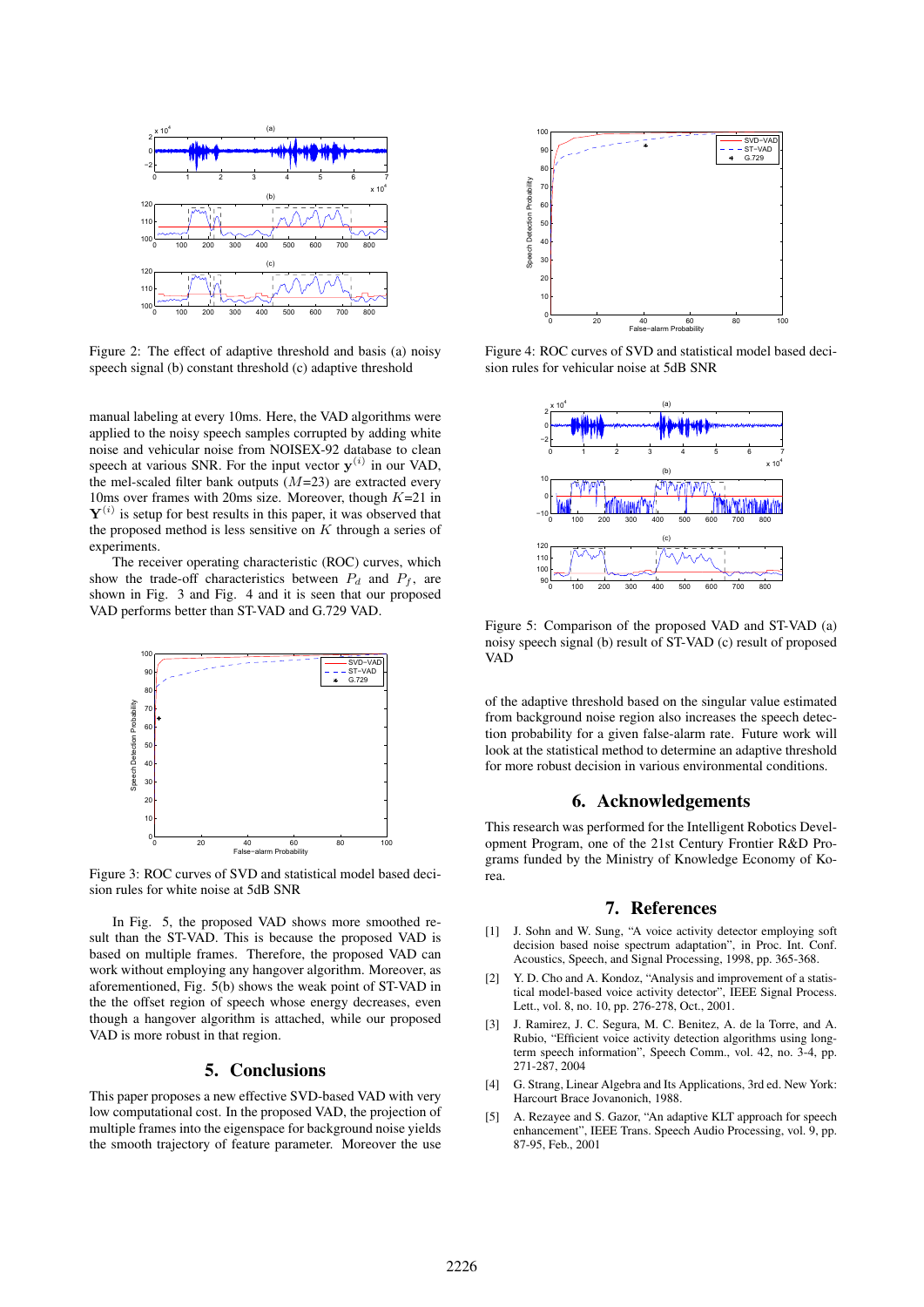x 10^4

(a)

2

0

−2

0 1 2 3 4 5 6 7

x 10^4

(b)

120

110

100

0 100 200 300 400 500 600 700 800

(c)

120

110

100

0 100 200 300 400 500 600 700 800

Figure 2: The effect of adaptive threshold and basis (a) noisy speech signal (b) constant threshold (c) adaptive threshold

manual labeling at every 10ms. Here, the VAD algorithms were applied to the noisy speech samples corrupted by adding white noise and vehicular noise from NOISEX-92 database to clean speech at various SNR. For the input vector $\mathbf{y}^{(i)}$ in our VAD, the mel-scaled filter bank outputs ($M$=23) are extracted every 10ms over frames with 20ms size. Moreover, though $K$=21 in $\mathbf{Y}^{(i)}$ is setup for best results in this paper, it was observed that the proposed method is less sensitive on $K$ through a series of experiments.

The receiver operating characteristic (ROC) curves, which show the trade-off characteristics between $P_d$ and $P_f$, are shown in Fig. 3 and Fig. 4 and it is seen that our proposed VAD performs better than ST-VAD and G.729 VAD.

100

90

80

70

60

50

40

30

20

10

0

Speech Detection Probability

0 20 40 60 80 100

False−alarm Probability

SVD−VAD

ST−VAD

G.729

Figure 3: ROC curves of SVD and statistical model based decision rules for white noise at 5dB SNR

In Fig. 5, the proposed VAD shows more smoothed result than the ST-VAD. This is because the proposed VAD is based on multiple frames. Therefore, the proposed VAD can work without employing any hangover algorithm. Moreover, as aforementioned, Fig. 5(b) shows the weak point of ST-VAD in the the offset region of speech whose energy decreases, even though a hangover algorithm is attached, while our proposed VAD is more robust in that region.

## 5. Conclusions

This paper proposes a new effective SVD-based VAD with very low computational cost. In the proposed VAD, the projection of multiple frames into the eigenspace for background noise yields the smooth trajectory of feature parameter. Moreover the use of the adaptive threshold based on the singular value estimated from background noise region also increases the speech detection probability for a given false-alarm rate. Future work will look at the statistical method to determine an adaptive threshold for more robust decision in various environmental conditions.

100

90

80

70

60

50

40

30

20

10

0

Speech Detection Probability

0 20 40 60 80 100

False−alarm Probability

SVD−VAD

ST−VAD

G.729

Figure 4: ROC curves of SVD and statistical model based decision rules for vehicular noise at 5dB SNR

x 10^4

(a)

2

0

−2

0 1 2 3 4 5 6 7

x 10^4

(b)

10

0

−10

0 100 200 300 400 500 600 700 800

(c)

120

110

100

90

0 100 200 300 400 500 600 700 800

Figure 5: Comparison of the proposed VAD and ST-VAD (a) noisy speech signal (b) result of ST-VAD (c) result of proposed VAD

## 6. Acknowledgements

This research was performed for the Intelligent Robotics Development Program, one of the 21st Century Frontier R&D Programs funded by the Ministry of Knowledge Economy of Korea.

## 7. References

[1] J. Sohn and W. Sung, "A voice activity detector employing soft decision based noise spectrum adaptation", in Proc. Int. Conf. Acoustics, Speech, and Signal Processing, 1998, pp. 365-368.

[2] Y. D. Cho and A. Kondoz, "Analysis and improvement of a statistical model-based voice activity detector", IEEE Signal Process. Lett., vol. 8, no. 10, pp. 276-278, Oct., 2001.

[3] J. Ramirez, J. C. Segura, M. C. Benitez, A. de la Torre, and A. Rubio, "Efficient voice activity detection algorithms using long-term speech information", Speech Comm., vol. 42, no. 3-4, pp. 271-287, 2004

[4] G. Strang, Linear Algebra and Its Applications, 3rd ed. New York: Harcourt Brace Jovanonich, 1988.

[5] A. Rezayee and S. Gazor, "An adaptive KLT approach for speech enhancement", IEEE Trans. Speech Audio Processing, vol. 9, pp. 87-95, Feb., 2001